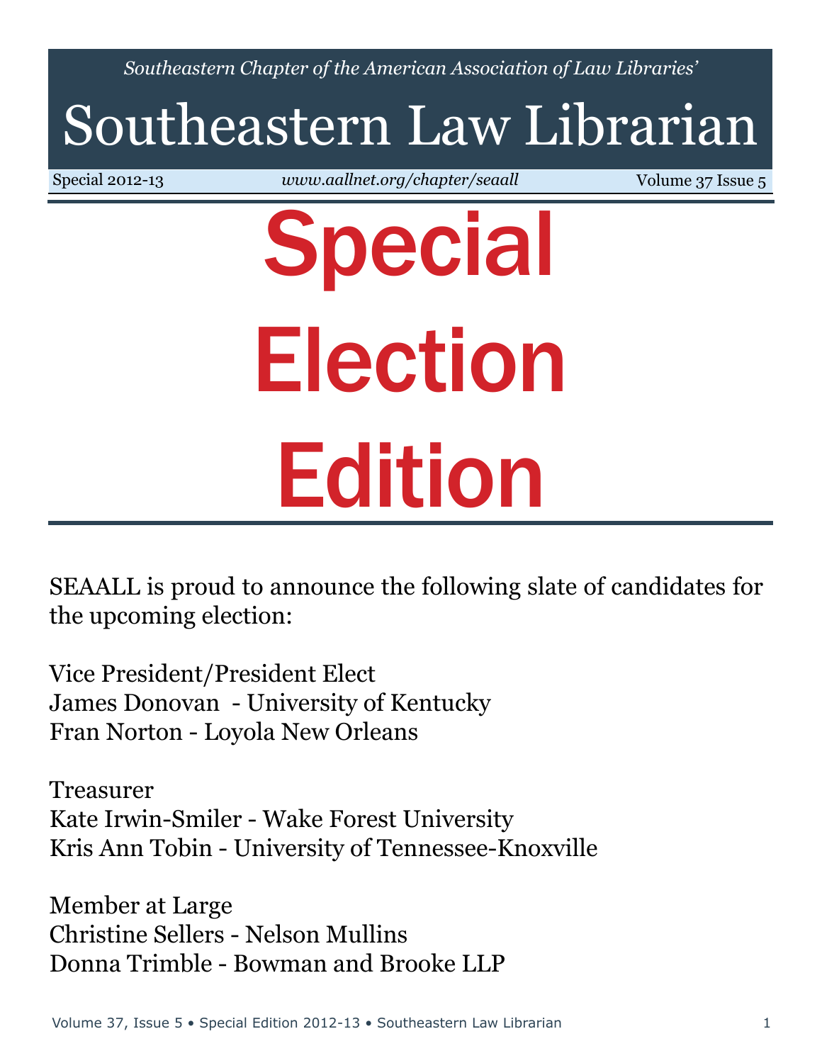*Southeastern Chapter of the American Association of Law Libraries'*

# Southeastern Law Librarian

Special 2012-13 | *www.aallnet.org/chapter/seaall* | Volume 37 Issue 5

# Special Election Edition

SEAALL is proud to announce the following slate of candidates for the upcoming election:

Vice President/President Elect
James Donovan - University of Kentucky
Fran Norton - Loyola New Orleans

Treasurer
Kate Irwin-Smiler - Wake Forest University
Kris Ann Tobin - University of Tennessee-Knoxville

Member at Large
Christine Sellers - Nelson Mullins
Donna Trimble - Bowman and Brooke LLP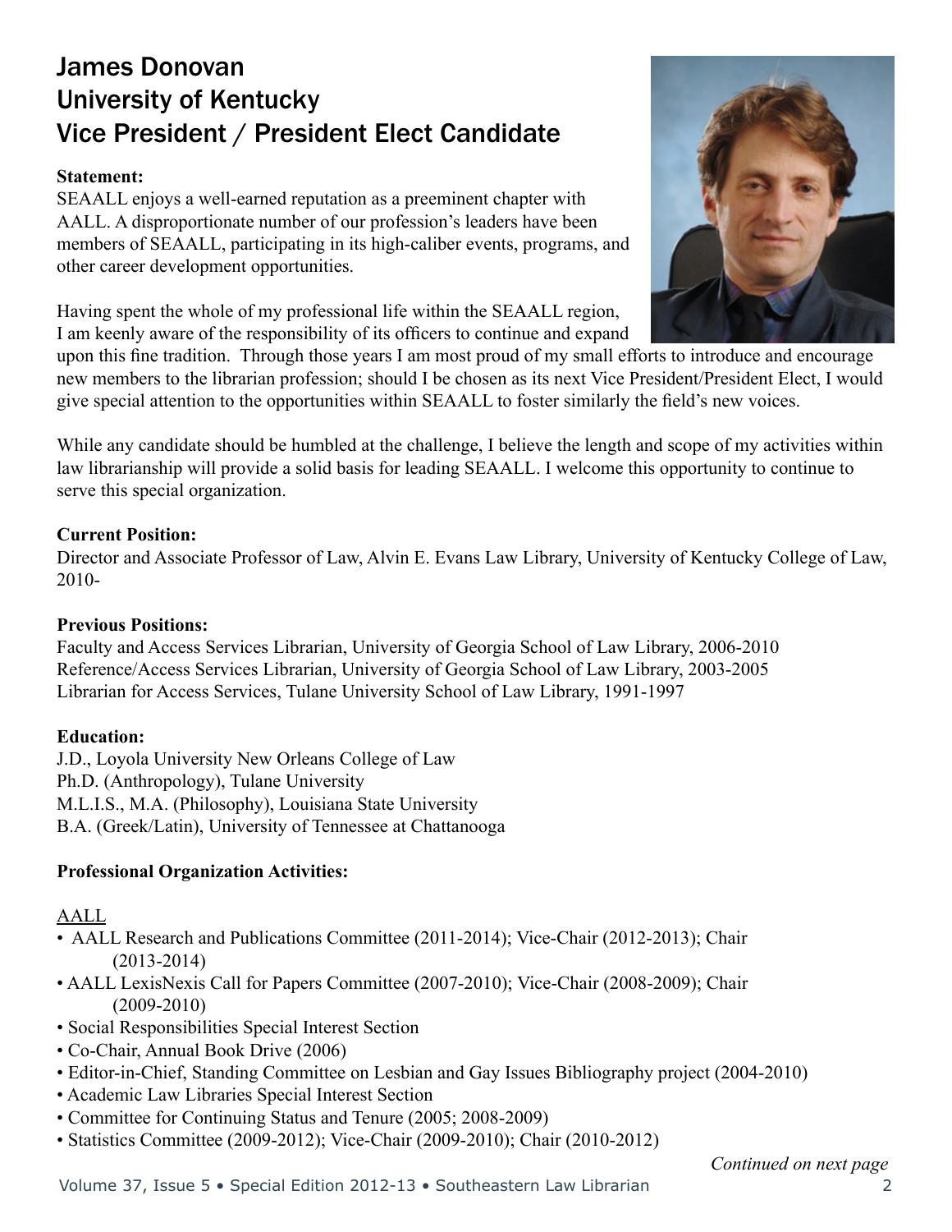# James Donovan
# University of Kentucky
# Vice President / President Elect Candidate

**Statement:**
SEAALL enjoys a well-earned reputation as a preeminent chapter with AALL. A disproportionate number of our profession's leaders have been members of SEAALL, participating in its high-caliber events, programs, and other career development opportunities.

Having spent the whole of my professional life within the SEAALL region, I am keenly aware of the responsibility of its officers to continue and expand upon this fine tradition. Through those years I am most proud of my small efforts to introduce and encourage new members to the librarian profession; should I be chosen as its next Vice President/President Elect, I would give special attention to the opportunities within SEAALL to foster similarly the field's new voices.

While any candidate should be humbled at the challenge, I believe the length and scope of my activities within law librarianship will provide a solid basis for leading SEAALL. I welcome this opportunity to continue to serve this special organization.

**Current Position:**
Director and Associate Professor of Law, Alvin E. Evans Law Library, University of Kentucky College of Law, 2010-

**Previous Positions:**
Faculty and Access Services Librarian, University of Georgia School of Law Library, 2006-2010
Reference/Access Services Librarian, University of Georgia School of Law Library, 2003-2005
Librarian for Access Services, Tulane University School of Law Library, 1991-1997

**Education:**
J.D., Loyola University New Orleans College of Law
Ph.D. (Anthropology), Tulane University
M.L.I.S., M.A. (Philosophy), Louisiana State University
B.A. (Greek/Latin), University of Tennessee at Chattanooga

**Professional Organization Activities:**

<u>AALL</u>

- AALL Research and Publications Committee (2011-2014); Vice-Chair (2012-2013); Chair (2013-2014)
- AALL LexisNexis Call for Papers Committee (2007-2010); Vice-Chair (2008-2009); Chair (2009-2010)
- Social Responsibilities Special Interest Section
- Co-Chair, Annual Book Drive (2006)
- Editor-in-Chief, Standing Committee on Lesbian and Gay Issues Bibliography project (2004-2010)
- Academic Law Libraries Special Interest Section
- Committee for Continuing Status and Tenure (2005; 2008-2009)
- Statistics Committee (2009-2012); Vice-Chair (2009-2010); Chair (2010-2012)

*Continued on next page*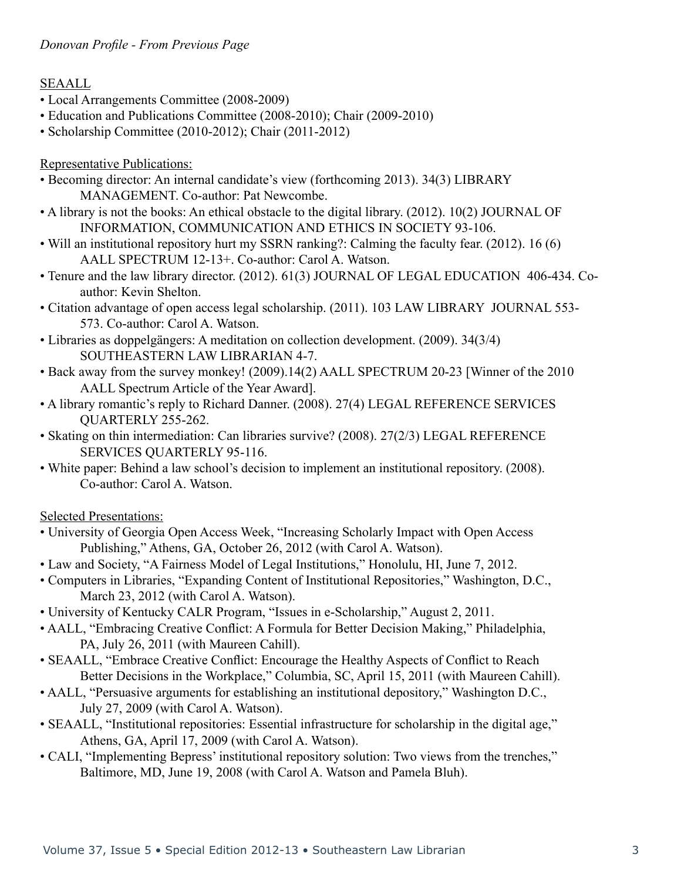*Donovan Profile - From Previous Page*

SEAALL

- Local Arrangements Committee (2008-2009)
- Education and Publications Committee (2008-2010); Chair (2009-2010)
- Scholarship Committee (2010-2012); Chair (2011-2012)

Representative Publications:

- Becoming director: An internal candidate's view (forthcoming 2013). 34(3) LIBRARY MANAGEMENT. Co-author: Pat Newcombe.
- A library is not the books: An ethical obstacle to the digital library. (2012). 10(2) JOURNAL OF INFORMATION, COMMUNICATION AND ETHICS IN SOCIETY 93-106.
- Will an institutional repository hurt my SSRN ranking?: Calming the faculty fear. (2012). 16 (6) AALL SPECTRUM 12-13+. Co-author: Carol A. Watson.
- Tenure and the law library director. (2012). 61(3) JOURNAL OF LEGAL EDUCATION 406-434. Co-author: Kevin Shelton.
- Citation advantage of open access legal scholarship. (2011). 103 LAW LIBRARY JOURNAL 553-573. Co-author: Carol A. Watson.
- Libraries as doppelgängers: A meditation on collection development. (2009). 34(3/4) SOUTHEASTERN LAW LIBRARIAN 4-7.
- Back away from the survey monkey! (2009).14(2) AALL SPECTRUM 20-23 [Winner of the 2010 AALL Spectrum Article of the Year Award].
- A library romantic's reply to Richard Danner. (2008). 27(4) LEGAL REFERENCE SERVICES QUARTERLY 255-262.
- Skating on thin intermediation: Can libraries survive? (2008). 27(2/3) LEGAL REFERENCE SERVICES QUARTERLY 95-116.
- White paper: Behind a law school's decision to implement an institutional repository. (2008). Co-author: Carol A. Watson.

Selected Presentations:

- University of Georgia Open Access Week, "Increasing Scholarly Impact with Open Access Publishing," Athens, GA, October 26, 2012 (with Carol A. Watson).
- Law and Society, "A Fairness Model of Legal Institutions," Honolulu, HI, June 7, 2012.
- Computers in Libraries, "Expanding Content of Institutional Repositories," Washington, D.C., March 23, 2012 (with Carol A. Watson).
- University of Kentucky CALR Program, "Issues in e-Scholarship," August 2, 2011.
- AALL, "Embracing Creative Conflict: A Formula for Better Decision Making," Philadelphia, PA, July 26, 2011 (with Maureen Cahill).
- SEAALL, "Embrace Creative Conflict: Encourage the Healthy Aspects of Conflict to Reach Better Decisions in the Workplace," Columbia, SC, April 15, 2011 (with Maureen Cahill).
- AALL, "Persuasive arguments for establishing an institutional depository," Washington D.C., July 27, 2009 (with Carol A. Watson).
- SEAALL, "Institutional repositories: Essential infrastructure for scholarship in the digital age," Athens, GA, April 17, 2009 (with Carol A. Watson).
- CALI, "Implementing Bepress' institutional repository solution: Two views from the trenches," Baltimore, MD, June 19, 2008 (with Carol A. Watson and Pamela Bluh).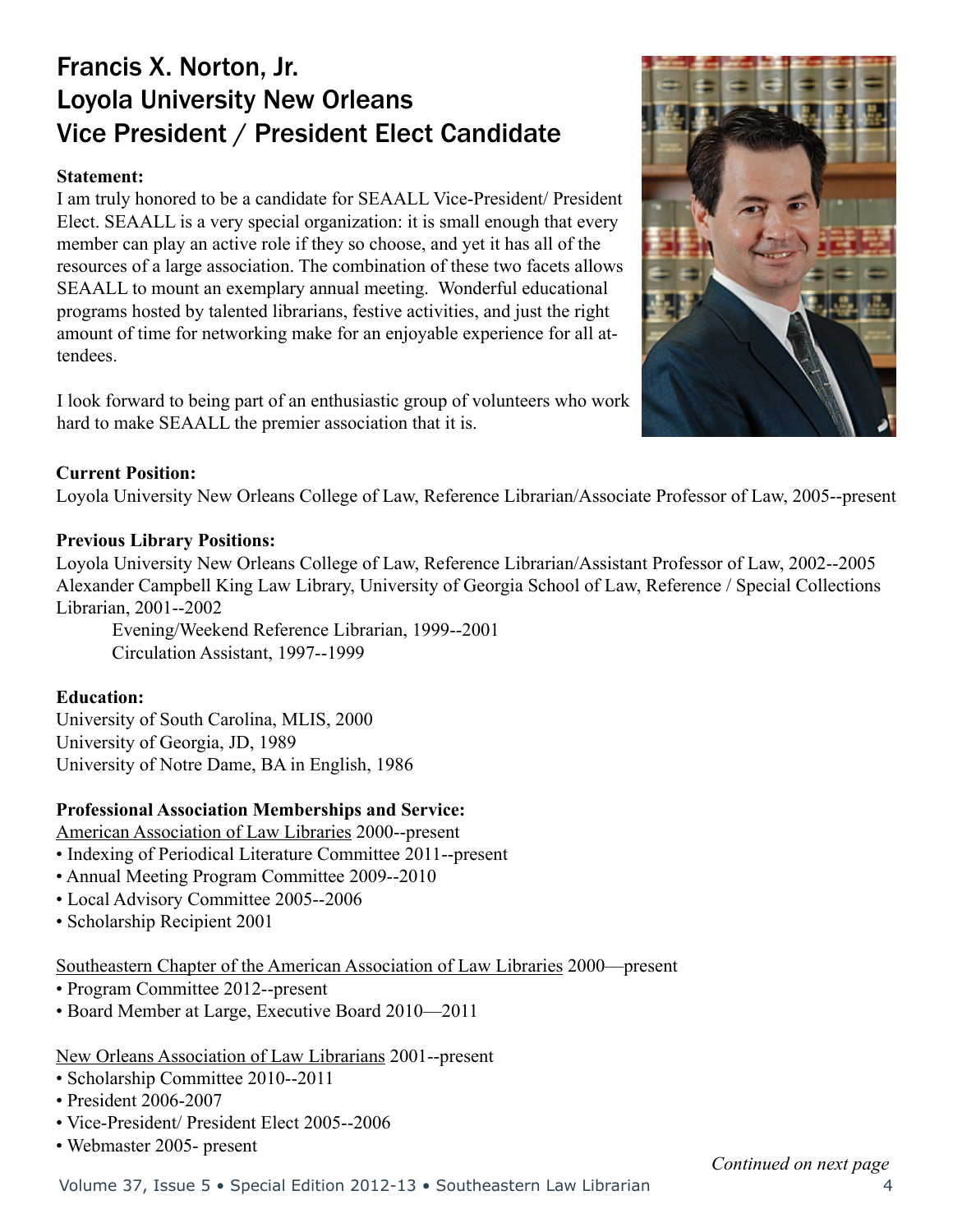# Francis X. Norton, Jr.
# Loyola University New Orleans
# Vice President / President Elect Candidate

**Statement:**

I am truly honored to be a candidate for SEAALL Vice-President/ President Elect. SEAALL is a very special organization: it is small enough that every member can play an active role if they so choose, and yet it has all of the resources of a large association. The combination of these two facets allows SEAALL to mount an exemplary annual meeting. Wonderful educational programs hosted by talented librarians, festive activities, and just the right amount of time for networking make for an enjoyable experience for all attendees.

I look forward to being part of an enthusiastic group of volunteers who work hard to make SEAALL the premier association that it is.

**Current Position:**

Loyola University New Orleans College of Law, Reference Librarian/Associate Professor of Law, 2005--present

**Previous Library Positions:**

Loyola University New Orleans College of Law, Reference Librarian/Assistant Professor of Law, 2002--2005
Alexander Campbell King Law Library, University of Georgia School of Law, Reference / Special Collections Librarian, 2001--2002

Evening/Weekend Reference Librarian, 1999--2001
Circulation Assistant, 1997--1999

**Education:**

University of South Carolina, MLIS, 2000
University of Georgia, JD, 1989
University of Notre Dame, BA in English, 1986

**Professional Association Memberships and Service:**

American Association of Law Libraries 2000--present

- Indexing of Periodical Literature Committee 2011--present
- Annual Meeting Program Committee 2009--2010
- Local Advisory Committee 2005--2006
- Scholarship Recipient 2001

Southeastern Chapter of the American Association of Law Libraries 2000—present

- Program Committee 2012--present
- Board Member at Large, Executive Board 2010—2011

New Orleans Association of Law Librarians 2001--present

- Scholarship Committee 2010--2011
- President 2006-2007
- Vice-President/ President Elect 2005--2006
- Webmaster 2005- present

*Continued on next page*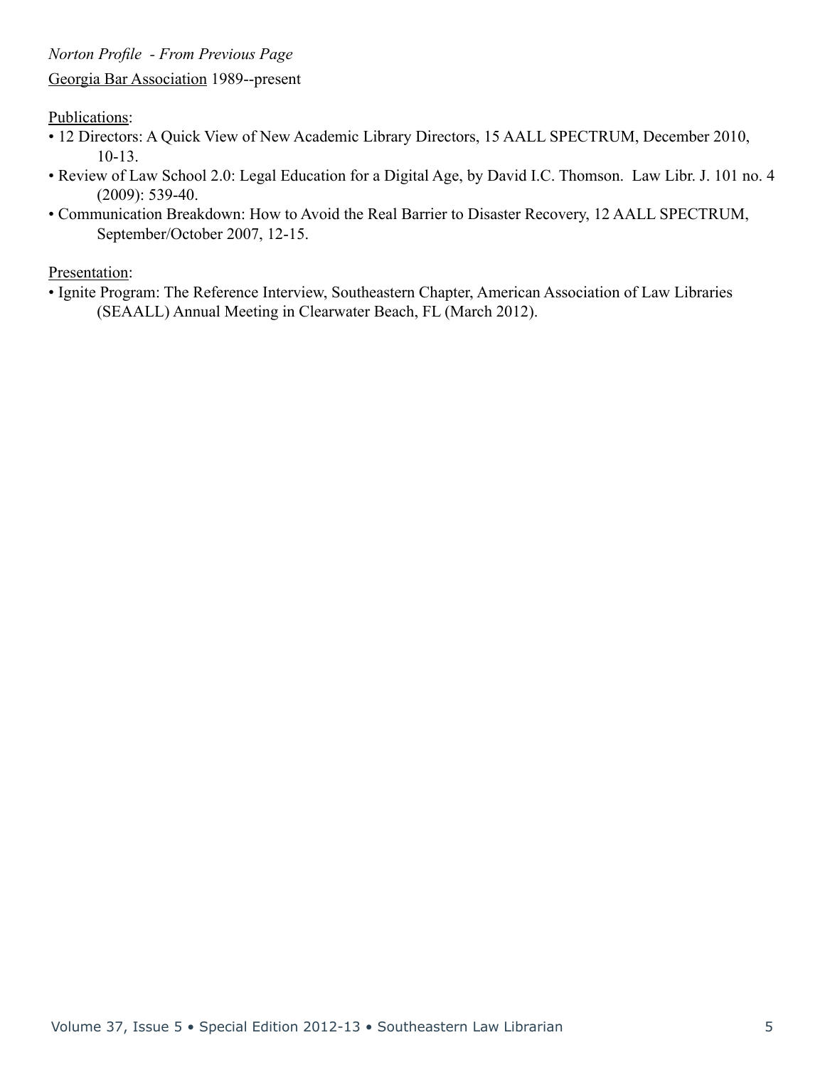*Norton Profile - From Previous Page*

Georgia Bar Association 1989--present

Publications:

- 12 Directors: A Quick View of New Academic Library Directors, 15 AALL SPECTRUM, December 2010, 10-13.
- Review of Law School 2.0: Legal Education for a Digital Age, by David I.C. Thomson. Law Libr. J. 101 no. 4 (2009): 539-40.
- Communication Breakdown: How to Avoid the Real Barrier to Disaster Recovery, 12 AALL SPECTRUM, September/October 2007, 12-15.

Presentation:

- Ignite Program: The Reference Interview, Southeastern Chapter, American Association of Law Libraries (SEAALL) Annual Meeting in Clearwater Beach, FL (March 2012).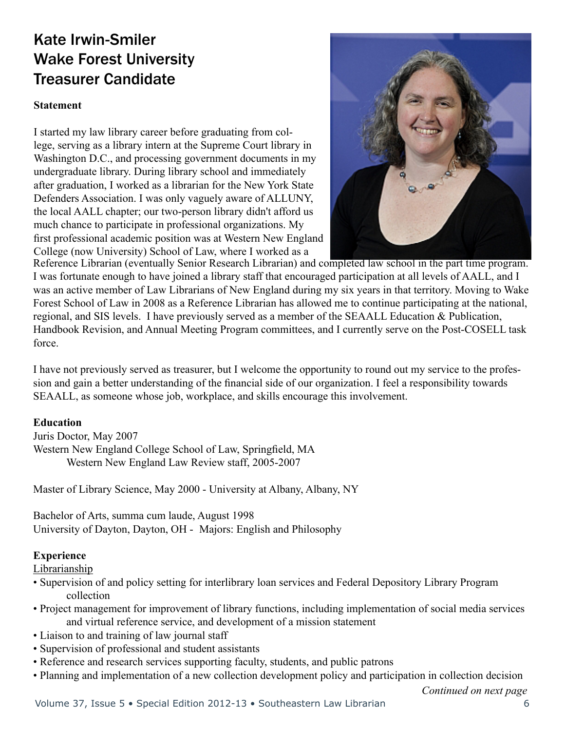# Kate Irwin-Smiler
# Wake Forest University
# Treasurer Candidate

**Statement**

I started my law library career before graduating from college, serving as a library intern at the Supreme Court library in Washington D.C., and processing government documents in my undergraduate library. During library school and immediately after graduation, I worked as a librarian for the New York State Defenders Association. I was only vaguely aware of ALLUNY, the local AALL chapter; our two-person library didn't afford us much chance to participate in professional organizations. My first professional academic position was at Western New England College (now University) School of Law, where I worked as a Reference Librarian (eventually Senior Research Librarian) and completed law school in the part time program. I was fortunate enough to have joined a library staff that encouraged participation at all levels of AALL, and I was an active member of Law Librarians of New England during my six years in that territory. Moving to Wake Forest School of Law in 2008 as a Reference Librarian has allowed me to continue participating at the national, regional, and SIS levels. I have previously served as a member of the SEAALL Education & Publication, Handbook Revision, and Annual Meeting Program committees, and I currently serve on the Post-COSELL task force.

I have not previously served as treasurer, but I welcome the opportunity to round out my service to the profession and gain a better understanding of the financial side of our organization. I feel a responsibility towards SEAALL, as someone whose job, workplace, and skills encourage this involvement.

**Education**

Juris Doctor, May 2007
Western New England College School of Law, Springfield, MA
Western New England Law Review staff, 2005-2007

Master of Library Science, May 2000 - University at Albany, Albany, NY

Bachelor of Arts, summa cum laude, August 1998
University of Dayton, Dayton, OH - Majors: English and Philosophy

**Experience**

Librarianship

- Supervision of and policy setting for interlibrary loan services and Federal Depository Library Program collection
- Project management for improvement of library functions, including implementation of social media services and virtual reference service, and development of a mission statement
- Liaison to and training of law journal staff
- Supervision of professional and student assistants
- Reference and research services supporting faculty, students, and public patrons
- Planning and implementation of a new collection development policy and participation in collection decision

*Continued on next page*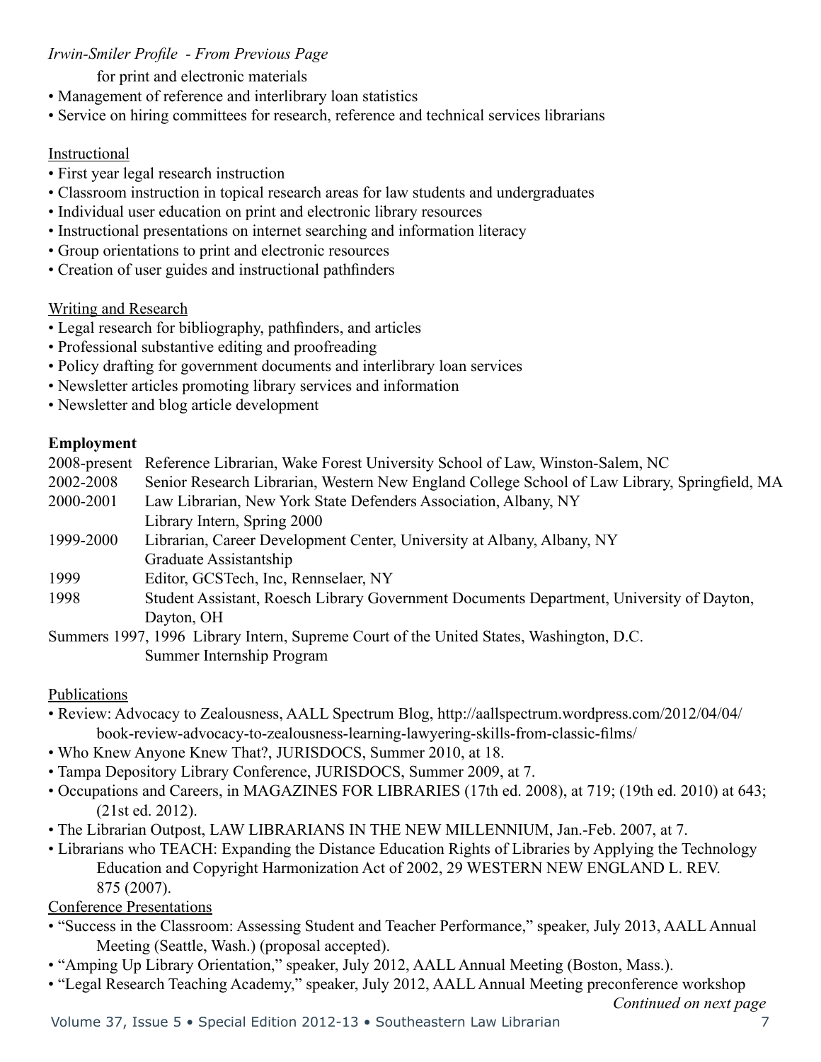*Irwin-Smiler Profile - From Previous Page*

for print and electronic materials

- Management of reference and interlibrary loan statistics
- Service on hiring committees for research, reference and technical services librarians

Instructional

- First year legal research instruction
- Classroom instruction in topical research areas for law students and undergraduates
- Individual user education on print and electronic library resources
- Instructional presentations on internet searching and information literacy
- Group orientations to print and electronic resources
- Creation of user guides and instructional pathfinders

Writing and Research

- Legal research for bibliography, pathfinders, and articles
- Professional substantive editing and proofreading
- Policy drafting for government documents and interlibrary loan services
- Newsletter articles promoting library services and information
- Newsletter and blog article development

**Employment**

| | |
|---|---|
| 2008-present | Reference Librarian, Wake Forest University School of Law, Winston-Salem, NC |
| 2002-2008 | Senior Research Librarian, Western New England College School of Law Library, Springfield, MA |
| 2000-2001 | Law Librarian, New York State Defenders Association, Albany, NY<br>Library Intern, Spring 2000 |
| 1999-2000 | Librarian, Career Development Center, University at Albany, Albany, NY<br>Graduate Assistantship |
| 1999 | Editor, GCSTech, Inc, Rennselaer, NY |
| 1998 | Student Assistant, Roesch Library Government Documents Department, University of Dayton, Dayton, OH |
| Summers 1997, 1996 | Library Intern, Supreme Court of the United States, Washington, D.C.<br>Summer Internship Program |

Publications

- Review: Advocacy to Zealousness, AALL Spectrum Blog, http://aallspectrum.wordpress.com/2012/04/04/book-review-advocacy-to-zealousness-learning-lawyering-skills-from-classic-films/
- Who Knew Anyone Knew That?, JURISDOCS, Summer 2010, at 18.
- Tampa Depository Library Conference, JURISDOCS, Summer 2009, at 7.
- Occupations and Careers, in MAGAZINES FOR LIBRARIES (17th ed. 2008), at 719; (19th ed. 2010) at 643; (21st ed. 2012).
- The Librarian Outpost, LAW LIBRARIANS IN THE NEW MILLENNIUM, Jan.-Feb. 2007, at 7.
- Librarians who TEACH: Expanding the Distance Education Rights of Libraries by Applying the Technology Education and Copyright Harmonization Act of 2002, 29 WESTERN NEW ENGLAND L. REV. 875 (2007).

Conference Presentations

- "Success in the Classroom: Assessing Student and Teacher Performance," speaker, July 2013, AALL Annual Meeting (Seattle, Wash.) (proposal accepted).
- "Amping Up Library Orientation," speaker, July 2012, AALL Annual Meeting (Boston, Mass.).
- "Legal Research Teaching Academy," speaker, July 2012, AALL Annual Meeting preconference workshop

*Continued on next page*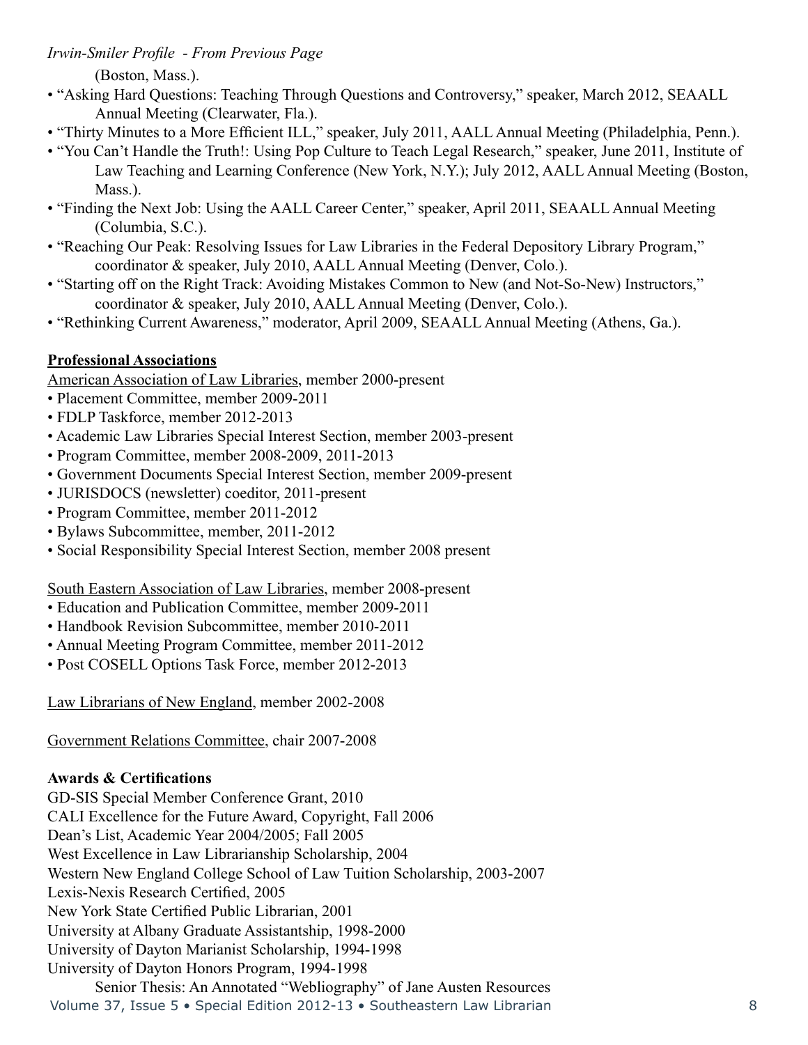*Irwin-Smiler Profile - From Previous Page*

(Boston, Mass.).

- "Asking Hard Questions: Teaching Through Questions and Controversy," speaker, March 2012, SEAALL Annual Meeting (Clearwater, Fla.).
- "Thirty Minutes to a More Efficient ILL," speaker, July 2011, AALL Annual Meeting (Philadelphia, Penn.).
- "You Can't Handle the Truth!: Using Pop Culture to Teach Legal Research," speaker, June 2011, Institute of Law Teaching and Learning Conference (New York, N.Y.); July 2012, AALL Annual Meeting (Boston, Mass.).
- "Finding the Next Job: Using the AALL Career Center," speaker, April 2011, SEAALL Annual Meeting (Columbia, S.C.).
- "Reaching Our Peak: Resolving Issues for Law Libraries in the Federal Depository Library Program," coordinator & speaker, July 2010, AALL Annual Meeting (Denver, Colo.).
- "Starting off on the Right Track: Avoiding Mistakes Common to New (and Not-So-New) Instructors," coordinator & speaker, July 2010, AALL Annual Meeting (Denver, Colo.).
- "Rethinking Current Awareness," moderator, April 2009, SEAALL Annual Meeting (Athens, Ga.).

**Professional Associations**

American Association of Law Libraries, member 2000-present

- Placement Committee, member 2009-2011
- FDLP Taskforce, member 2012-2013
- Academic Law Libraries Special Interest Section, member 2003-present
- Program Committee, member 2008-2009, 2011-2013
- Government Documents Special Interest Section, member 2009-present
- JURISDOCS (newsletter) coeditor, 2011-present
- Program Committee, member 2011-2012
- Bylaws Subcommittee, member, 2011-2012
- Social Responsibility Special Interest Section, member 2008 present

South Eastern Association of Law Libraries, member 2008-present

- Education and Publication Committee, member 2009-2011
- Handbook Revision Subcommittee, member 2010-2011
- Annual Meeting Program Committee, member 2011-2012
- Post COSELL Options Task Force, member 2012-2013

Law Librarians of New England, member 2002-2008

Government Relations Committee, chair 2007-2008

**Awards & Certifications**

GD-SIS Special Member Conference Grant, 2010
CALI Excellence for the Future Award, Copyright, Fall 2006
Dean's List, Academic Year 2004/2005; Fall 2005
West Excellence in Law Librarianship Scholarship, 2004
Western New England College School of Law Tuition Scholarship, 2003-2007
Lexis-Nexis Research Certified, 2005
New York State Certified Public Librarian, 2001
University at Albany Graduate Assistantship, 1998-2000
University of Dayton Marianist Scholarship, 1994-1998
University of Dayton Honors Program, 1994-1998
Senior Thesis: An Annotated "Webliography" of Jane Austen Resources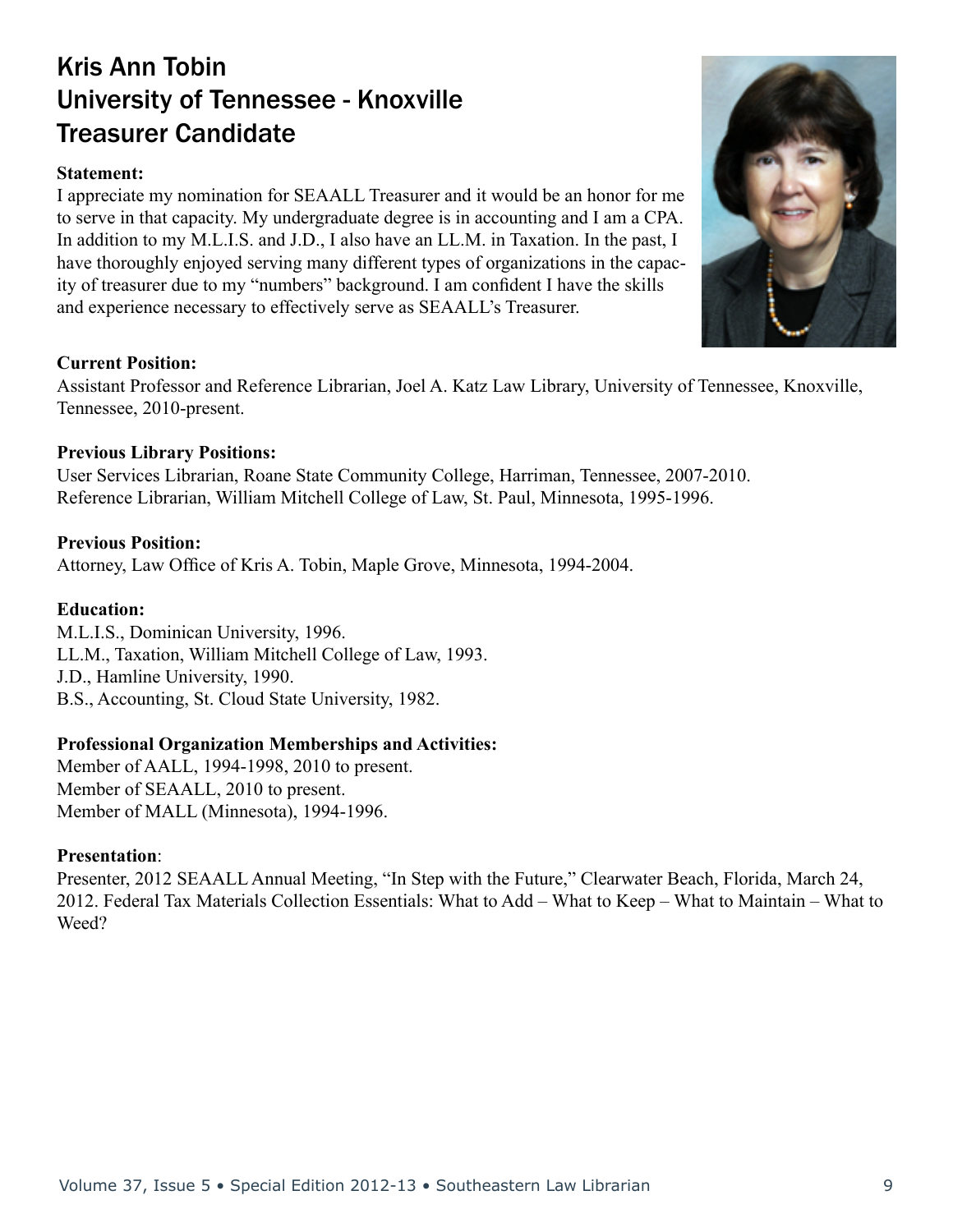# Kris Ann Tobin
# University of Tennessee - Knoxville
# Treasurer Candidate

**Statement:**
I appreciate my nomination for SEAALL Treasurer and it would be an honor for me to serve in that capacity. My undergraduate degree is in accounting and I am a CPA. In addition to my M.L.I.S. and J.D., I also have an LL.M. in Taxation. In the past, I have thoroughly enjoyed serving many different types of organizations in the capacity of treasurer due to my "numbers" background. I am confident I have the skills and experience necessary to effectively serve as SEAALL's Treasurer.

**Current Position:**
Assistant Professor and Reference Librarian, Joel A. Katz Law Library, University of Tennessee, Knoxville, Tennessee, 2010-present.

**Previous Library Positions:**
User Services Librarian, Roane State Community College, Harriman, Tennessee, 2007-2010.
Reference Librarian, William Mitchell College of Law, St. Paul, Minnesota, 1995-1996.

**Previous Position:**
Attorney, Law Office of Kris A. Tobin, Maple Grove, Minnesota, 1994-2004.

**Education:**
M.L.I.S., Dominican University, 1996.
LL.M., Taxation, William Mitchell College of Law, 1993.
J.D., Hamline University, 1990.
B.S., Accounting, St. Cloud State University, 1982.

**Professional Organization Memberships and Activities:**
Member of AALL, 1994-1998, 2010 to present.
Member of SEAALL, 2010 to present.
Member of MALL (Minnesota), 1994-1996.

**Presentation**:
Presenter, 2012 SEAALL Annual Meeting, "In Step with the Future," Clearwater Beach, Florida, March 24, 2012. Federal Tax Materials Collection Essentials: What to Add – What to Keep – What to Maintain – What to Weed?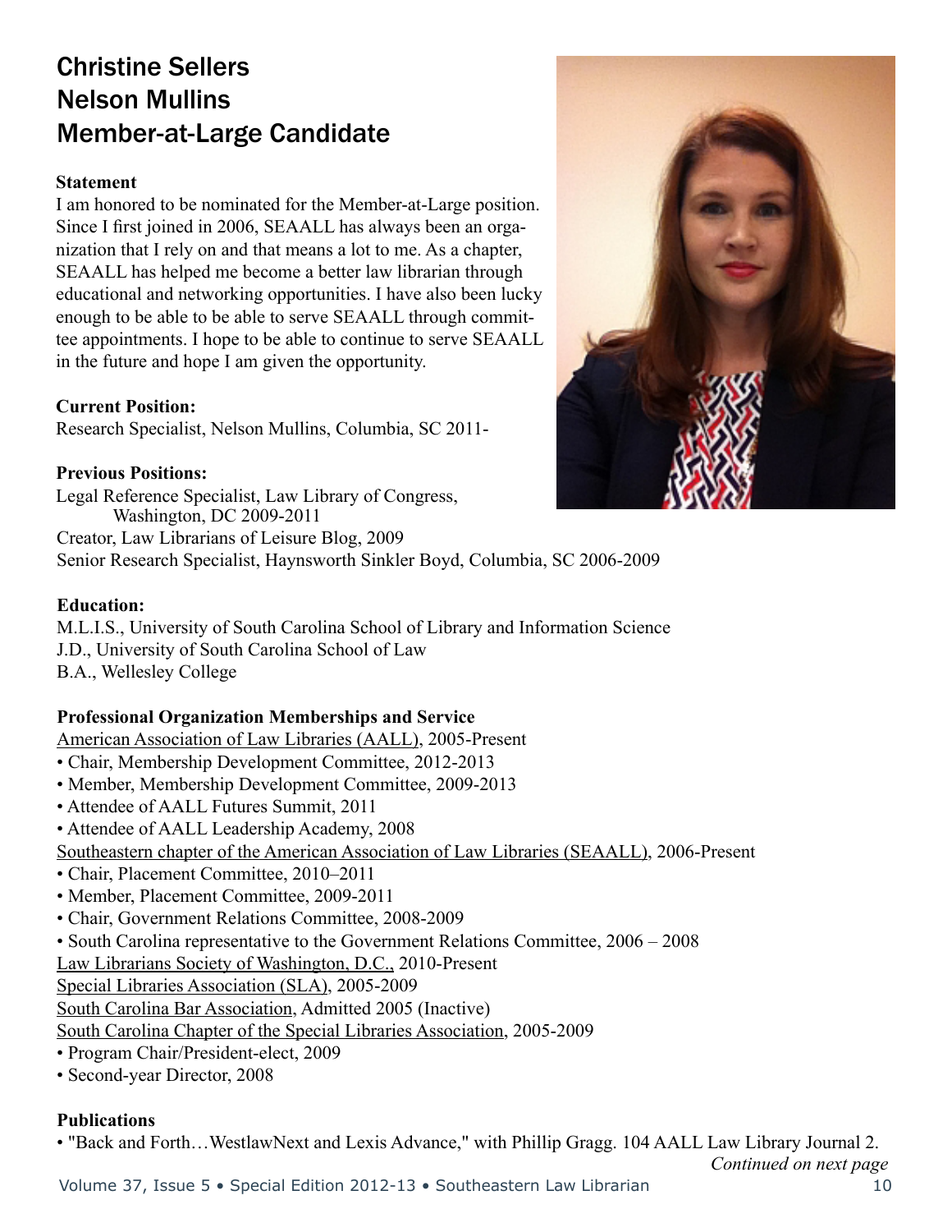# Christine Sellers
# Nelson Mullins
# Member-at-Large Candidate

**Statement**

I am honored to be nominated for the Member-at-Large position. Since I first joined in 2006, SEAALL has always been an organization that I rely on and that means a lot to me. As a chapter, SEAALL has helped me become a better law librarian through educational and networking opportunities. I have also been lucky enough to be able to be able to serve SEAALL through committee appointments. I hope to be able to continue to serve SEAALL in the future and hope I am given the opportunity.

**Current Position:**

Research Specialist, Nelson Mullins, Columbia, SC 2011-

**Previous Positions:**

Legal Reference Specialist, Law Library of Congress, Washington, DC 2009-2011
Creator, Law Librarians of Leisure Blog, 2009
Senior Research Specialist, Haynsworth Sinkler Boyd, Columbia, SC 2006-2009

**Education:**

M.L.I.S., University of South Carolina School of Library and Information Science
J.D., University of South Carolina School of Law
B.A., Wellesley College

**Professional Organization Memberships and Service**

American Association of Law Libraries (AALL), 2005-Present

- Chair, Membership Development Committee, 2012-2013
- Member, Membership Development Committee, 2009-2013
- Attendee of AALL Futures Summit, 2011
- Attendee of AALL Leadership Academy, 2008

Southeastern chapter of the American Association of Law Libraries (SEAALL), 2006-Present

- Chair, Placement Committee, 2010–2011
- Member, Placement Committee, 2009-2011
- Chair, Government Relations Committee, 2008-2009
- South Carolina representative to the Government Relations Committee, 2006 – 2008

Law Librarians Society of Washington, D.C., 2010-Present
Special Libraries Association (SLA), 2005-2009
South Carolina Bar Association, Admitted 2005 (Inactive)
South Carolina Chapter of the Special Libraries Association, 2005-2009

- Program Chair/President-elect, 2009
- Second-year Director, 2008

**Publications**

- "Back and Forth…WestlawNext and Lexis Advance," with Phillip Gragg. 104 AALL Law Library Journal 2.

*Continued on next page*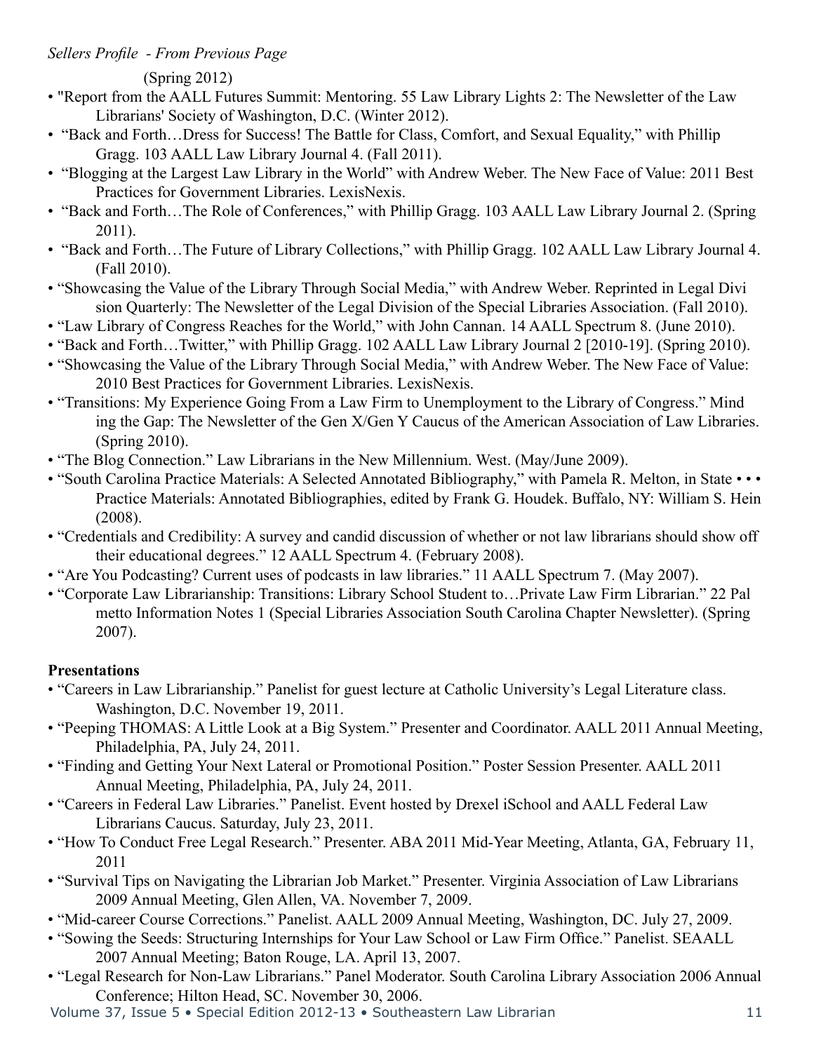*Sellers Profile - From Previous Page*

(Spring 2012)

- "Report from the AALL Futures Summit: Mentoring. 55 Law Library Lights 2: The Newsletter of the Law Librarians' Society of Washington, D.C. (Winter 2012).
- "Back and Forth…Dress for Success! The Battle for Class, Comfort, and Sexual Equality," with Phillip Gragg. 103 AALL Law Library Journal 4. (Fall 2011).
- "Blogging at the Largest Law Library in the World" with Andrew Weber. The New Face of Value: 2011 Best Practices for Government Libraries. LexisNexis.
- "Back and Forth…The Role of Conferences," with Phillip Gragg. 103 AALL Law Library Journal 2. (Spring 2011).
- "Back and Forth…The Future of Library Collections," with Phillip Gragg. 102 AALL Law Library Journal 4. (Fall 2010).
- "Showcasing the Value of the Library Through Social Media," with Andrew Weber. Reprinted in Legal Division Quarterly: The Newsletter of the Legal Division of the Special Libraries Association. (Fall 2010).
- "Law Library of Congress Reaches for the World," with John Cannan. 14 AALL Spectrum 8. (June 2010).
- "Back and Forth…Twitter," with Phillip Gragg. 102 AALL Law Library Journal 2 [2010-19]. (Spring 2010).
- "Showcasing the Value of the Library Through Social Media," with Andrew Weber. The New Face of Value: 2010 Best Practices for Government Libraries. LexisNexis.
- "Transitions: My Experience Going From a Law Firm to Unemployment to the Library of Congress." Minding the Gap: The Newsletter of the Gen X/Gen Y Caucus of the American Association of Law Libraries. (Spring 2010).
- "The Blog Connection." Law Librarians in the New Millennium. West. (May/June 2009).
- "South Carolina Practice Materials: A Selected Annotated Bibliography," with Pamela R. Melton, in State • • • Practice Materials: Annotated Bibliographies, edited by Frank G. Houdek. Buffalo, NY: William S. Hein (2008).
- "Credentials and Credibility: A survey and candid discussion of whether or not law librarians should show off their educational degrees." 12 AALL Spectrum 4. (February 2008).
- "Are You Podcasting? Current uses of podcasts in law libraries." 11 AALL Spectrum 7. (May 2007).
- "Corporate Law Librarianship: Transitions: Library School Student to…Private Law Firm Librarian." 22 Palmetto Information Notes 1 (Special Libraries Association South Carolina Chapter Newsletter). (Spring 2007).

**Presentations**

- "Careers in Law Librarianship." Panelist for guest lecture at Catholic University's Legal Literature class. Washington, D.C. November 19, 2011.
- "Peeping THOMAS: A Little Look at a Big System." Presenter and Coordinator. AALL 2011 Annual Meeting, Philadelphia, PA, July 24, 2011.
- "Finding and Getting Your Next Lateral or Promotional Position." Poster Session Presenter. AALL 2011 Annual Meeting, Philadelphia, PA, July 24, 2011.
- "Careers in Federal Law Libraries." Panelist. Event hosted by Drexel iSchool and AALL Federal Law Librarians Caucus. Saturday, July 23, 2011.
- "How To Conduct Free Legal Research." Presenter. ABA 2011 Mid-Year Meeting, Atlanta, GA, February 11, 2011
- "Survival Tips on Navigating the Librarian Job Market." Presenter. Virginia Association of Law Librarians 2009 Annual Meeting, Glen Allen, VA. November 7, 2009.
- "Mid-career Course Corrections." Panelist. AALL 2009 Annual Meeting, Washington, DC. July 27, 2009.
- "Sowing the Seeds: Structuring Internships for Your Law School or Law Firm Office." Panelist. SEAALL 2007 Annual Meeting; Baton Rouge, LA. April 13, 2007.
- "Legal Research for Non-Law Librarians." Panel Moderator. South Carolina Library Association 2006 Annual Conference; Hilton Head, SC. November 30, 2006.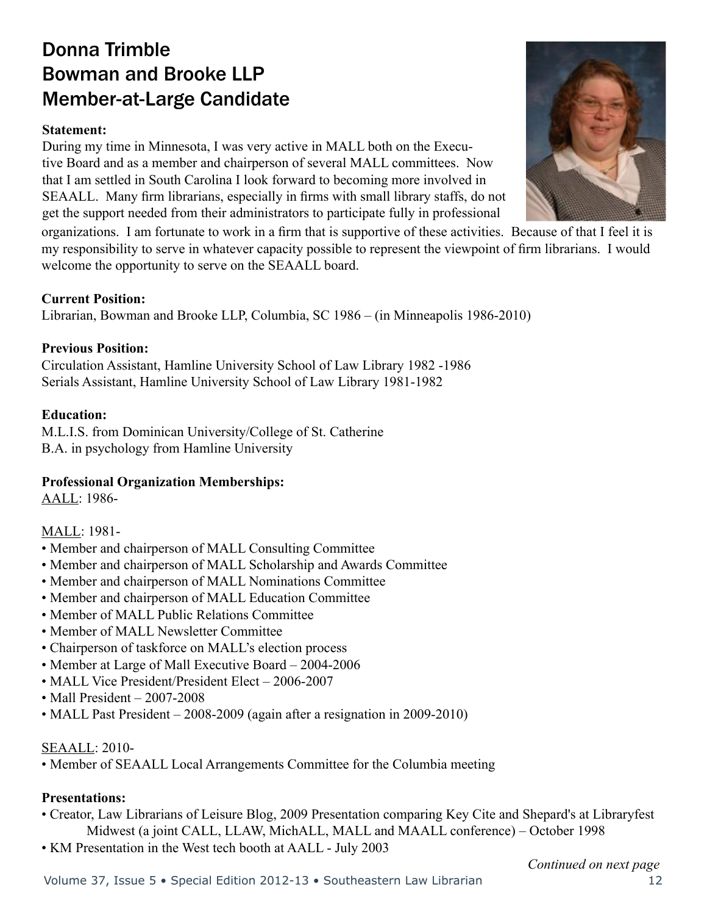# Donna Trimble
# Bowman and Brooke LLP
# Member-at-Large Candidate

**Statement:**
During my time in Minnesota, I was very active in MALL both on the Executive Board and as a member and chairperson of several MALL committees. Now that I am settled in South Carolina I look forward to becoming more involved in SEAALL. Many firm librarians, especially in firms with small library staffs, do not get the support needed from their administrators to participate fully in professional organizations. I am fortunate to work in a firm that is supportive of these activities. Because of that I feel it is my responsibility to serve in whatever capacity possible to represent the viewpoint of firm librarians. I would welcome the opportunity to serve on the SEAALL board.

**Current Position:**
Librarian, Bowman and Brooke LLP, Columbia, SC 1986 – (in Minneapolis 1986-2010)

**Previous Position:**
Circulation Assistant, Hamline University School of Law Library 1982 -1986
Serials Assistant, Hamline University School of Law Library 1981-1982

**Education:**
M.L.I.S. from Dominican University/College of St. Catherine
B.A. in psychology from Hamline University

**Professional Organization Memberships:**
AALL: 1986-

MALL: 1981-
- Member and chairperson of MALL Consulting Committee
- Member and chairperson of MALL Scholarship and Awards Committee
- Member and chairperson of MALL Nominations Committee
- Member and chairperson of MALL Education Committee
- Member of MALL Public Relations Committee
- Member of MALL Newsletter Committee
- Chairperson of taskforce on MALL's election process
- Member at Large of Mall Executive Board – 2004-2006
- MALL Vice President/President Elect – 2006-2007
- Mall President – 2007-2008
- MALL Past President – 2008-2009 (again after a resignation in 2009-2010)

SEAALL: 2010-
- Member of SEAALL Local Arrangements Committee for the Columbia meeting

**Presentations:**
- Creator, Law Librarians of Leisure Blog, 2009 Presentation comparing Key Cite and Shepard's at Libraryfest Midwest (a joint CALL, LLAW, MichALL, MALL and MAALL conference) – October 1998
- KM Presentation in the West tech booth at AALL - July 2003

*Continued on next page*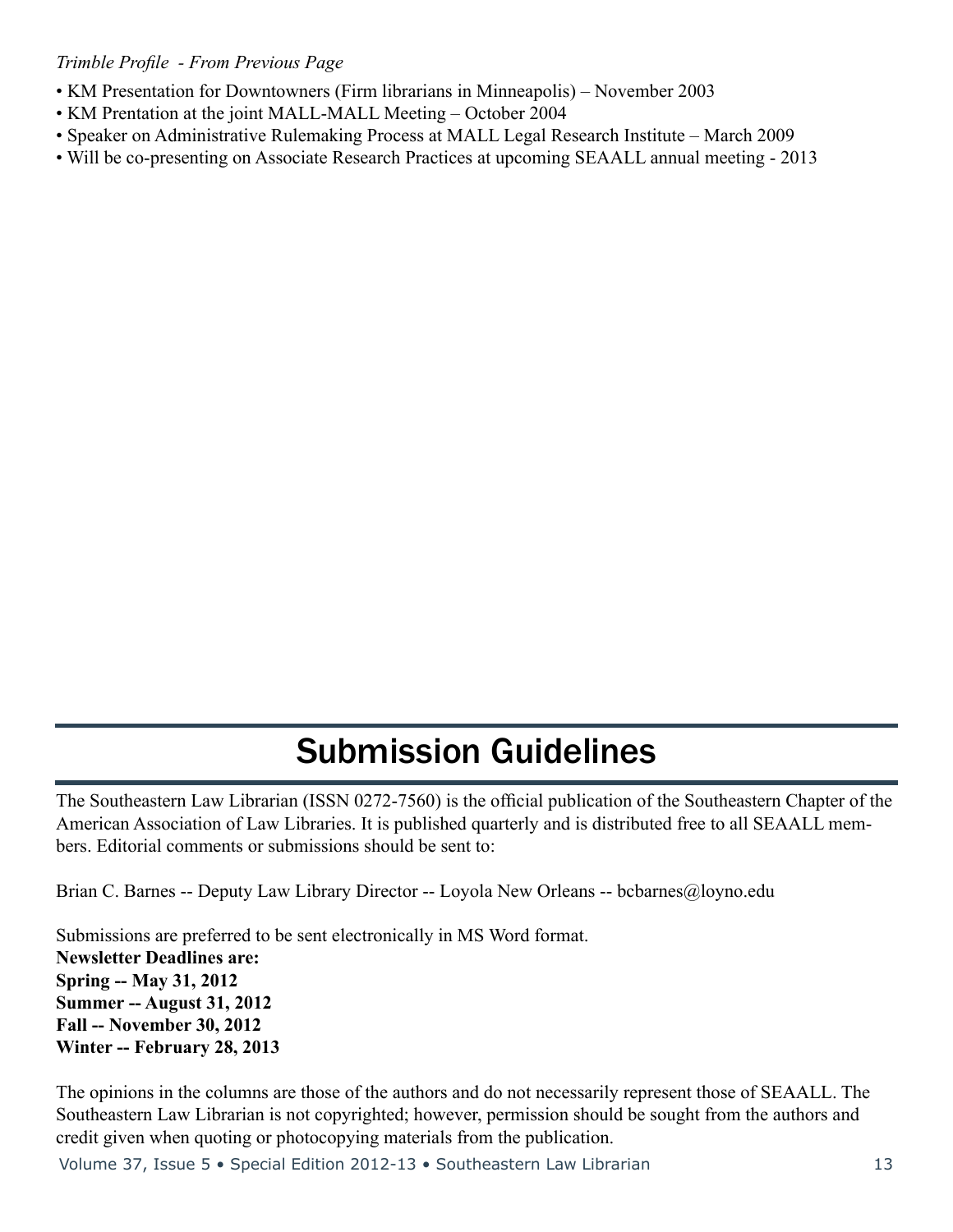*Trimble Profile - From Previous Page*

- KM Presentation for Downtowners (Firm librarians in Minneapolis) – November 2003
- KM Prentation at the joint MALL-MALL Meeting – October 2004
- Speaker on Administrative Rulemaking Process at MALL Legal Research Institute – March 2009
- Will be co-presenting on Associate Research Practices at upcoming SEAALL annual meeting - 2013

# Submission Guidelines

The Southeastern Law Librarian (ISSN 0272-7560) is the official publication of the Southeastern Chapter of the American Association of Law Libraries. It is published quarterly and is distributed free to all SEAALL members. Editorial comments or submissions should be sent to:

Brian C. Barnes -- Deputy Law Library Director -- Loyola New Orleans -- bcbarnes@loyno.edu

Submissions are preferred to be sent electronically in MS Word format.
**Newsletter Deadlines are:**
**Spring -- May 31, 2012**
**Summer -- August 31, 2012**
**Fall -- November 30, 2012**
**Winter -- February 28, 2013**

The opinions in the columns are those of the authors and do not necessarily represent those of SEAALL. The Southeastern Law Librarian is not copyrighted; however, permission should be sought from the authors and credit given when quoting or photocopying materials from the publication.